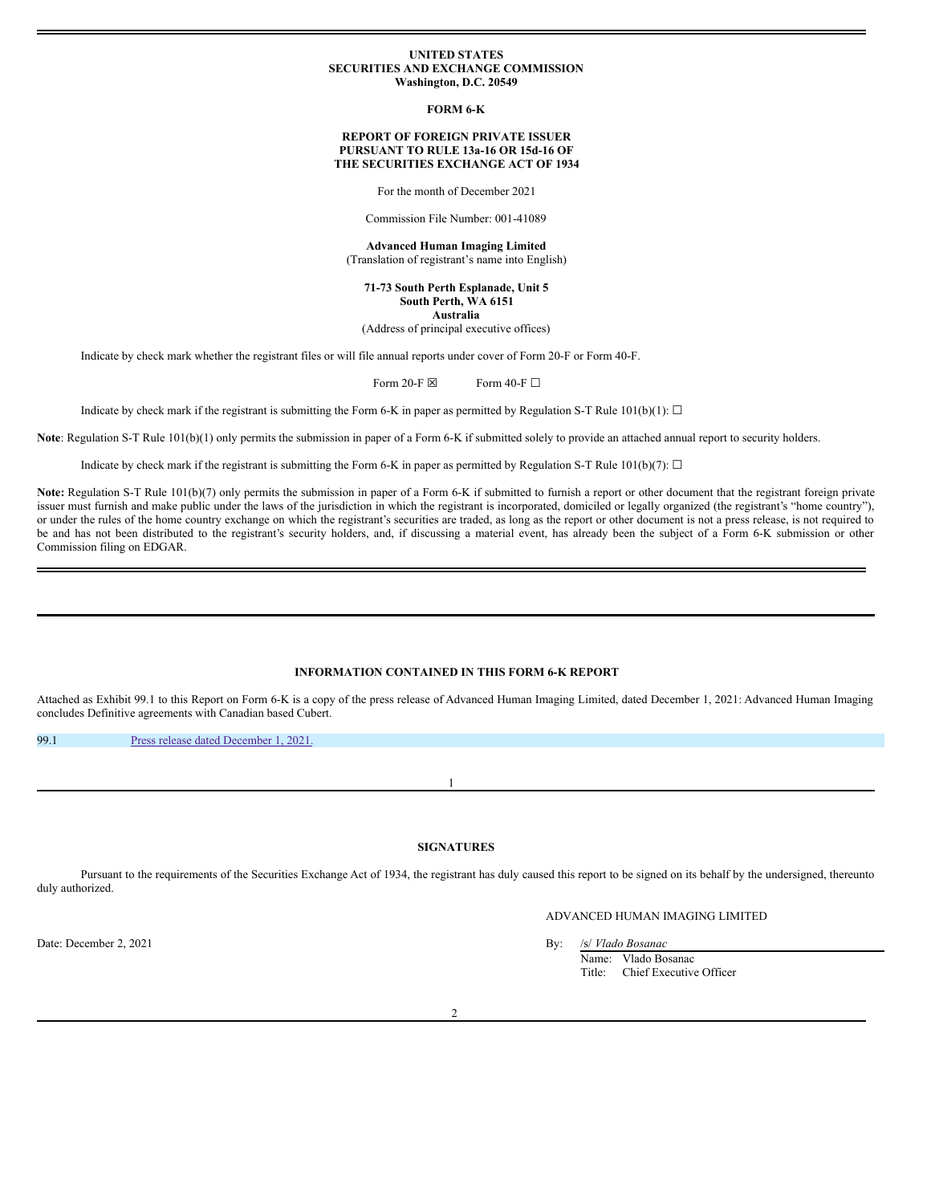**UNITED STATES**
**SECURITIES AND EXCHANGE COMMISSION**
**Washington, D.C. 20549**

**FORM 6-K**

**REPORT OF FOREIGN PRIVATE ISSUER**
**PURSUANT TO RULE 13a-16 OR 15d-16 OF**
**THE SECURITIES EXCHANGE ACT OF 1934**

For the month of December 2021

Commission File Number: 001-41089

**Advanced Human Imaging Limited**
(Translation of registrant's name into English)

**71-73 South Perth Esplanade, Unit 5**
**South Perth, WA 6151**
**Australia**
(Address of principal executive offices)

Indicate by check mark whether the registrant files or will file annual reports under cover of Form 20-F or Form 40-F.

Form 20-F ☒ Form 40-F ☐

Indicate by check mark if the registrant is submitting the Form 6-K in paper as permitted by Regulation S-T Rule 101(b)(1): ☐

**Note**: Regulation S-T Rule 101(b)(1) only permits the submission in paper of a Form 6-K if submitted solely to provide an attached annual report to security holders.

Indicate by check mark if the registrant is submitting the Form 6-K in paper as permitted by Regulation S-T Rule 101(b)(7): ☐

**Note:** Regulation S-T Rule 101(b)(7) only permits the submission in paper of a Form 6-K if submitted to furnish a report or other document that the registrant foreign private issuer must furnish and make public under the laws of the jurisdiction in which the registrant is incorporated, domiciled or legally organized (the registrant's "home country"), or under the rules of the home country exchange on which the registrant's securities are traded, as long as the report or other document is not a press release, is not required to be and has not been distributed to the registrant's security holders, and, if discussing a material event, has already been the subject of a Form 6-K submission or other Commission filing on EDGAR.

**INFORMATION CONTAINED IN THIS FORM 6-K REPORT**

Attached as Exhibit 99.1 to this Report on Form 6-K is a copy of the press release of Advanced Human Imaging Limited, dated December 1, 2021: Advanced Human Imaging concludes Definitive agreements with Canadian based Cubert.

| 99.1 | Press release dated December 1, 2021. |
|---|---|

**SIGNATURES**

Pursuant to the requirements of the Securities Exchange Act of 1934, the registrant has duly caused this report to be signed on its behalf by the undersigned, thereunto duly authorized.

ADVANCED HUMAN IMAGING LIMITED

Date: December 2, 2021

By: /s/ *Vlado Bosanac*
Name: Vlado Bosanac
Title: Chief Executive Officer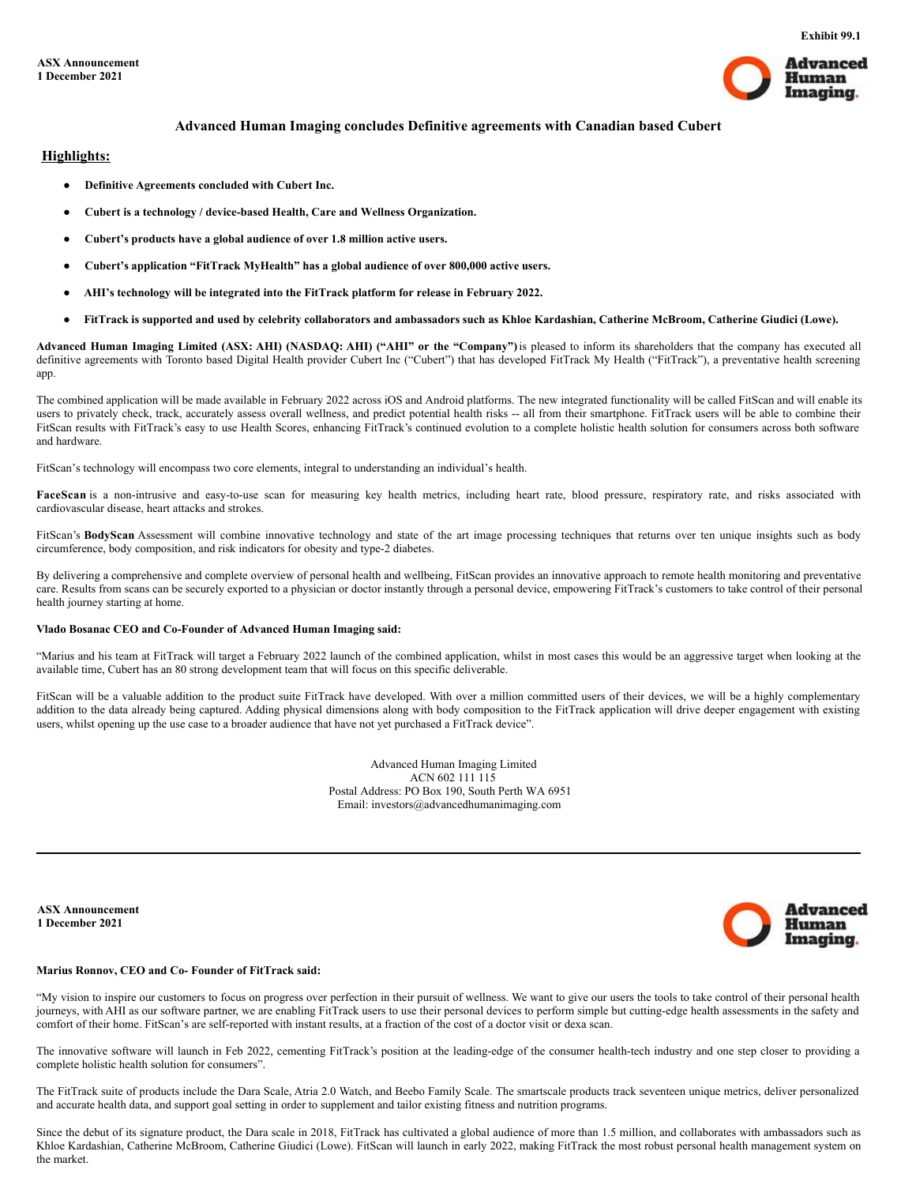Exhibit 99.1

**ASX Announcement**
**1 December 2021**

# Advanced Human Imaging concludes Definitive agreements with Canadian based Cubert

## Highlights:

- **Definitive Agreements concluded with Cubert Inc.**
- **Cubert is a technology / device-based Health, Care and Wellness Organization.**
- **Cubert's products have a global audience of over 1.8 million active users.**
- **Cubert's application "FitTrack MyHealth" has a global audience of over 800,000 active users.**
- **AHI's technology will be integrated into the FitTrack platform for release in February 2022.**
- **FitTrack is supported and used by celebrity collaborators and ambassadors such as Khloe Kardashian, Catherine McBroom, Catherine Giudici (Lowe).**

**Advanced Human Imaging Limited (ASX: AHI) (NASDAQ: AHI) ("AHI" or the "Company")** is pleased to inform its shareholders that the company has executed all definitive agreements with Toronto based Digital Health provider Cubert Inc ("Cubert") that has developed FitTrack My Health ("FitTrack"), a preventative health screening app.

The combined application will be made available in February 2022 across iOS and Android platforms. The new integrated functionality will be called FitScan and will enable its users to privately check, track, accurately assess overall wellness, and predict potential health risks -- all from their smartphone. FitTrack users will be able to combine their FitScan results with FitTrack's easy to use Health Scores, enhancing FitTrack's continued evolution to a complete holistic health solution for consumers across both software and hardware.

FitScan's technology will encompass two core elements, integral to understanding an individual's health.

**FaceScan** is a non-intrusive and easy-to-use scan for measuring key health metrics, including heart rate, blood pressure, respiratory rate, and risks associated with cardiovascular disease, heart attacks and strokes.

FitScan's **BodyScan** Assessment will combine innovative technology and state of the art image processing techniques that returns over ten unique insights such as body circumference, body composition, and risk indicators for obesity and type-2 diabetes.

By delivering a comprehensive and complete overview of personal health and wellbeing, FitScan provides an innovative approach to remote health monitoring and preventative care. Results from scans can be securely exported to a physician or doctor instantly through a personal device, empowering FitTrack's customers to take control of their personal health journey starting at home.

**Vlado Bosanac CEO and Co-Founder of Advanced Human Imaging said:**

"Marius and his team at FitTrack will target a February 2022 launch of the combined application, whilst in most cases this would be an aggressive target when looking at the available time, Cubert has an 80 strong development team that will focus on this specific deliverable.

FitScan will be a valuable addition to the product suite FitTrack have developed. With over a million committed users of their devices, we will be a highly complementary addition to the data already being captured. Adding physical dimensions along with body composition to the FitTrack application will drive deeper engagement with existing users, whilst opening up the use case to a broader audience that have not yet purchased a FitTrack device".

Advanced Human Imaging Limited
ACN 602 111 115
Postal Address: PO Box 190, South Perth WA 6951
Email: investors@advancedhumanimaging.com

---

**ASX Announcement**
**1 December 2021**

**Marius Ronnov, CEO and Co- Founder of FitTrack said:**

"My vision to inspire our customers to focus on progress over perfection in their pursuit of wellness. We want to give our users the tools to take control of their personal health journeys, with AHI as our software partner, we are enabling FitTrack users to use their personal devices to perform simple but cutting-edge health assessments in the safety and comfort of their home. FitScan's are self-reported with instant results, at a fraction of the cost of a doctor visit or dexa scan.

The innovative software will launch in Feb 2022, cementing FitTrack's position at the leading-edge of the consumer health-tech industry and one step closer to providing a complete holistic health solution for consumers".

The FitTrack suite of products include the Dara Scale, Atria 2.0 Watch, and Beebo Family Scale. The smartscale products track seventeen unique metrics, deliver personalized and accurate health data, and support goal setting in order to supplement and tailor existing fitness and nutrition programs.

Since the debut of its signature product, the Dara scale in 2018, FitTrack has cultivated a global audience of more than 1.5 million, and collaborates with ambassadors such as Khloe Kardashian, Catherine McBroom, Catherine Giudici (Lowe). FitScan will launch in early 2022, making FitTrack the most robust personal health management system on the market.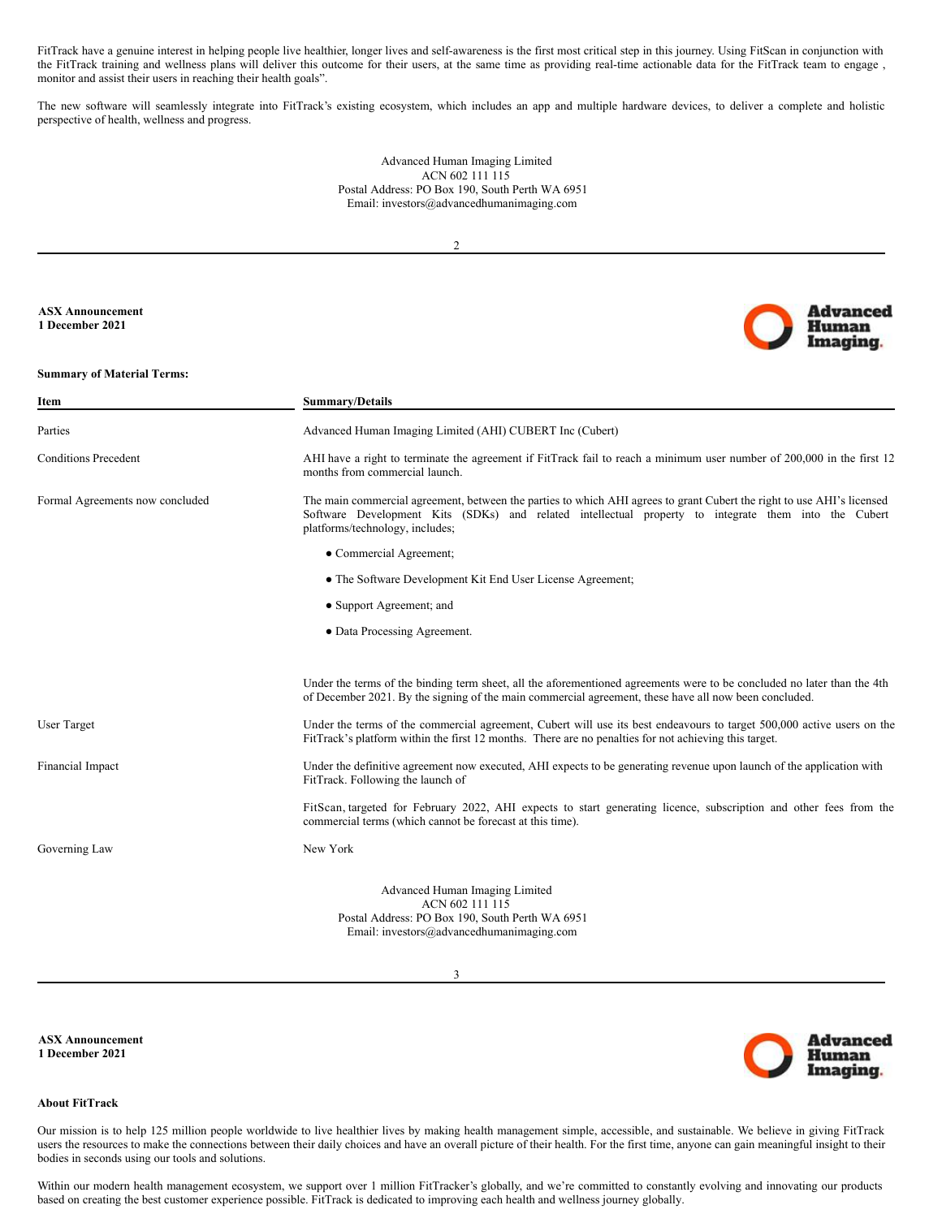FitTrack have a genuine interest in helping people live healthier, longer lives and self-awareness is the first most critical step in this journey. Using FitScan in conjunction with the FitTrack training and wellness plans will deliver this outcome for their users, at the same time as providing real-time actionable data for the FitTrack team to engage , monitor and assist their users in reaching their health goals".

The new software will seamlessly integrate into FitTrack's existing ecosystem, which includes an app and multiple hardware devices, to deliver a complete and holistic perspective of health, wellness and progress.

Advanced Human Imaging Limited
ACN 602 111 115
Postal Address: PO Box 190, South Perth WA 6951
Email: investors@advancedhumanimaging.com

**ASX Announcement**
**1 December 2021**

**Summary of Material Terms:**

| Item | Summary/Details |
|---|---|
| Parties | Advanced Human Imaging Limited (AHI) CUBERT Inc (Cubert) |
| Conditions Precedent | AHI have a right to terminate the agreement if FitTrack fail to reach a minimum user number of 200,000 in the first 12 months from commercial launch. |
| Formal Agreements now concluded | The main commercial agreement, between the parties to which AHI agrees to grant Cubert the right to use AHI's licensed Software Development Kits (SDKs) and related intellectual property to integrate them into the Cubert platforms/technology, includes;<br>● Commercial Agreement;<br>● The Software Development Kit End User License Agreement;<br>● Support Agreement; and<br>● Data Processing Agreement.<br><br>Under the terms of the binding term sheet, all the aforementioned agreements were to be concluded no later than the 4th of December 2021. By the signing of the main commercial agreement, these have all now been concluded. |
| User Target | Under the terms of the commercial agreement, Cubert will use its best endeavours to target 500,000 active users on the FitTrack's platform within the first 12 months. There are no penalties for not achieving this target. |
| Financial Impact | Under the definitive agreement now executed, AHI expects to be generating revenue upon launch of the application with FitTrack. Following the launch of<br><br>FitScan, targeted for February 2022, AHI expects to start generating licence, subscription and other fees from the commercial terms (which cannot be forecast at this time). |
| Governing Law | New York |

Advanced Human Imaging Limited
ACN 602 111 115
Postal Address: PO Box 190, South Perth WA 6951
Email: investors@advancedhumanimaging.com

**ASX Announcement**
**1 December 2021**

**About FitTrack**

Our mission is to help 125 million people worldwide to live healthier lives by making health management simple, accessible, and sustainable. We believe in giving FitTrack users the resources to make the connections between their daily choices and have an overall picture of their health. For the first time, anyone can gain meaningful insight to their bodies in seconds using our tools and solutions.

Within our modern health management ecosystem, we support over 1 million FitTracker's globally, and we're committed to constantly evolving and innovating our products based on creating the best customer experience possible. FitTrack is dedicated to improving each health and wellness journey globally.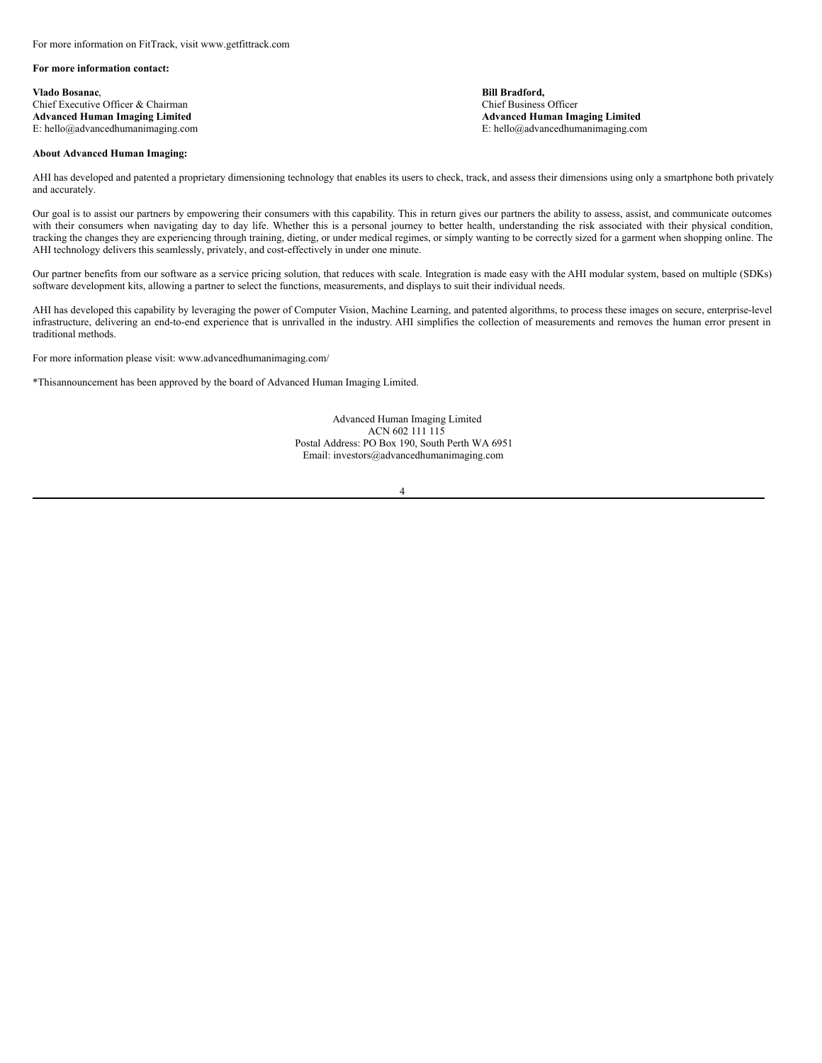For more information on FitTrack, visit www.getfittrack.com

**For more information contact:**

**Vlado Bosanac**,
Chief Executive Officer & Chairman
**Advanced Human Imaging Limited**
E: hello@advancedhumanimaging.com

**Bill Bradford,**
Chief Business Officer
**Advanced Human Imaging Limited**
E: hello@advancedhumanimaging.com

**About Advanced Human Imaging:**

AHI has developed and patented a proprietary dimensioning technology that enables its users to check, track, and assess their dimensions using only a smartphone both privately and accurately.

Our goal is to assist our partners by empowering their consumers with this capability. This in return gives our partners the ability to assess, assist, and communicate outcomes with their consumers when navigating day to day life. Whether this is a personal journey to better health, understanding the risk associated with their physical condition, tracking the changes they are experiencing through training, dieting, or under medical regimes, or simply wanting to be correctly sized for a garment when shopping online. The AHI technology delivers this seamlessly, privately, and cost-effectively in under one minute.

Our partner benefits from our software as a service pricing solution, that reduces with scale. Integration is made easy with the AHI modular system, based on multiple (SDKs) software development kits, allowing a partner to select the functions, measurements, and displays to suit their individual needs.

AHI has developed this capability by leveraging the power of Computer Vision, Machine Learning, and patented algorithms, to process these images on secure, enterprise-level infrastructure, delivering an end-to-end experience that is unrivalled in the industry. AHI simplifies the collection of measurements and removes the human error present in traditional methods.

For more information please visit: www.advancedhumanimaging.com/

*Thisannouncement has been approved by the board of Advanced Human Imaging Limited.

Advanced Human Imaging Limited
ACN 602 111 115
Postal Address: PO Box 190, South Perth WA 6951
Email: investors@advancedhumanimaging.com